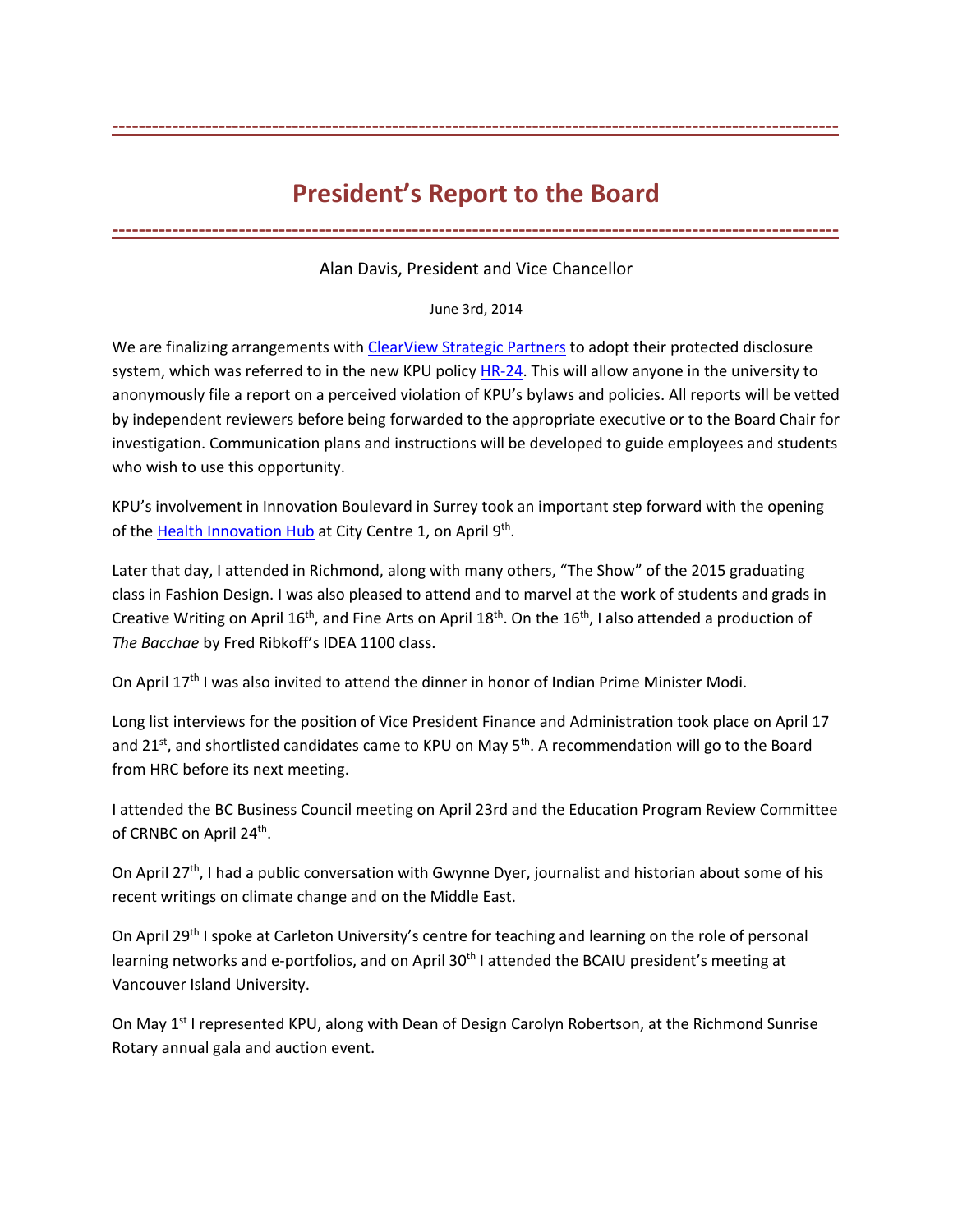# President's Report to the Board

Alan Davis, President and Vice Chancellor

June 3rd, 2014

We are finalizing arrangements with ClearView Strategic Partners to adopt their protected disclosure system, which was referred to in the new KPU policy HR-24. This will allow anyone in the university to anonymously file a report on a perceived violation of KPU's bylaws and policies. All reports will be vetted by independent reviewers before being forwarded to the appropriate executive or to the Board Chair for investigation. Communication plans and instructions will be developed to guide employees and students who wish to use this opportunity.

KPU's involvement in Innovation Boulevard in Surrey took an important step forward with the opening of the Health Innovation Hub at City Centre 1, on April 9th.

Later that day, I attended in Richmond, along with many others, "The Show" of the 2015 graduating class in Fashion Design. I was also pleased to attend and to marvel at the work of students and grads in Creative Writing on April 16th, and Fine Arts on April 18th. On the 16th, I also attended a production of *The Bacchae* by Fred Ribkoff's IDEA 1100 class.

On April 17th I was also invited to attend the dinner in honor of Indian Prime Minister Modi.

Long list interviews for the position of Vice President Finance and Administration took place on April 17 and 21st, and shortlisted candidates came to KPU on May 5th. A recommendation will go to the Board from HRC before its next meeting.

I attended the BC Business Council meeting on April 23rd and the Education Program Review Committee of CRNBC on April 24th.

On April 27th, I had a public conversation with Gwynne Dyer, journalist and historian about some of his recent writings on climate change and on the Middle East.

On April 29th I spoke at Carleton University's centre for teaching and learning on the role of personal learning networks and e-portfolios, and on April 30th I attended the BCAIU president's meeting at Vancouver Island University.

On May 1st I represented KPU, along with Dean of Design Carolyn Robertson, at the Richmond Sunrise Rotary annual gala and auction event.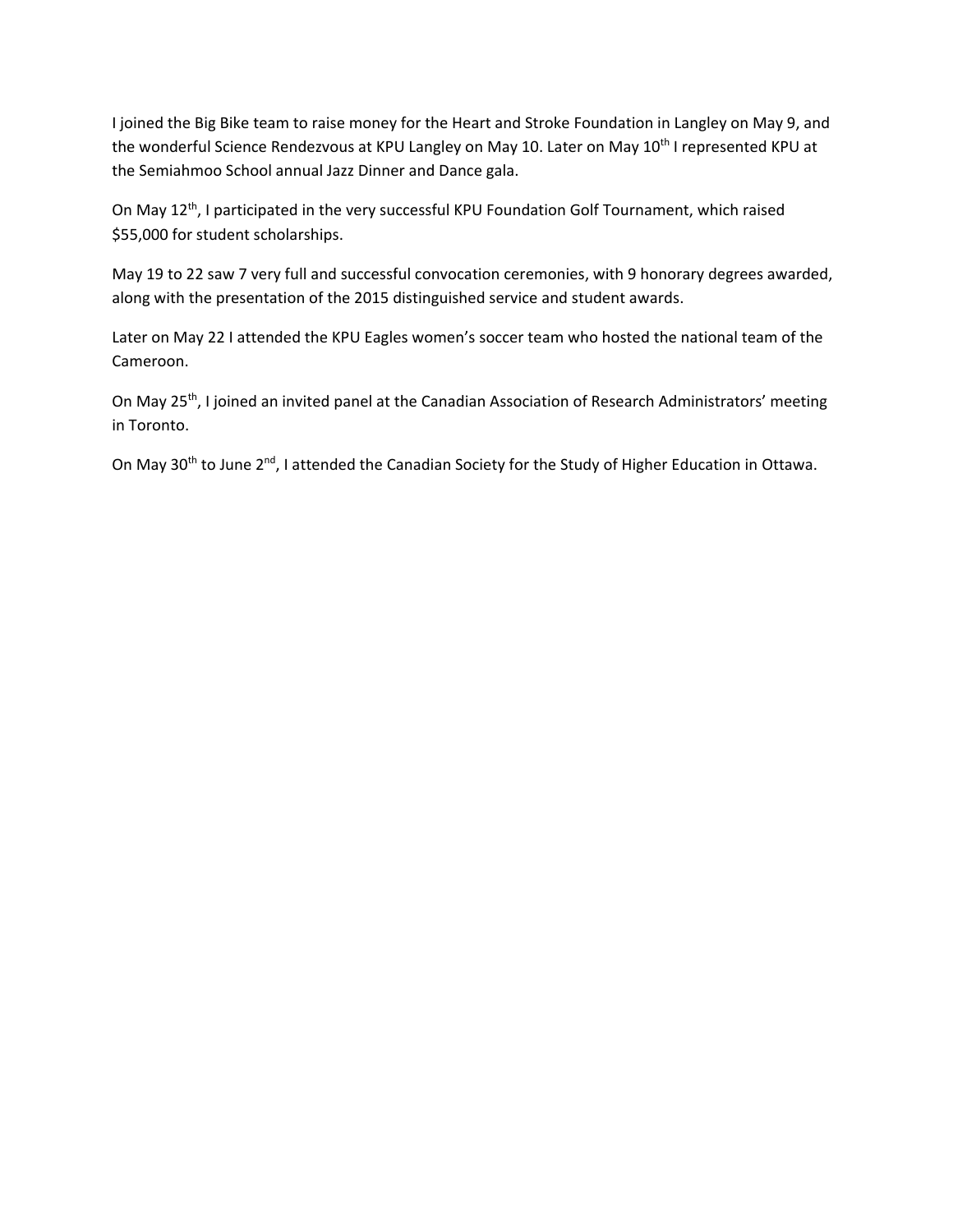I joined the Big Bike team to raise money for the Heart and Stroke Foundation in Langley on May 9, and the wonderful Science Rendezvous at KPU Langley on May 10. Later on May 10th I represented KPU at the Semiahmoo School annual Jazz Dinner and Dance gala.

On May 12th, I participated in the very successful KPU Foundation Golf Tournament, which raised $55,000 for student scholarships.

May 19 to 22 saw 7 very full and successful convocation ceremonies, with 9 honorary degrees awarded, along with the presentation of the 2015 distinguished service and student awards.

Later on May 22 I attended the KPU Eagles women's soccer team who hosted the national team of the Cameroon.

On May 25th, I joined an invited panel at the Canadian Association of Research Administrators' meeting in Toronto.

On May 30th to June 2nd, I attended the Canadian Society for the Study of Higher Education in Ottawa.